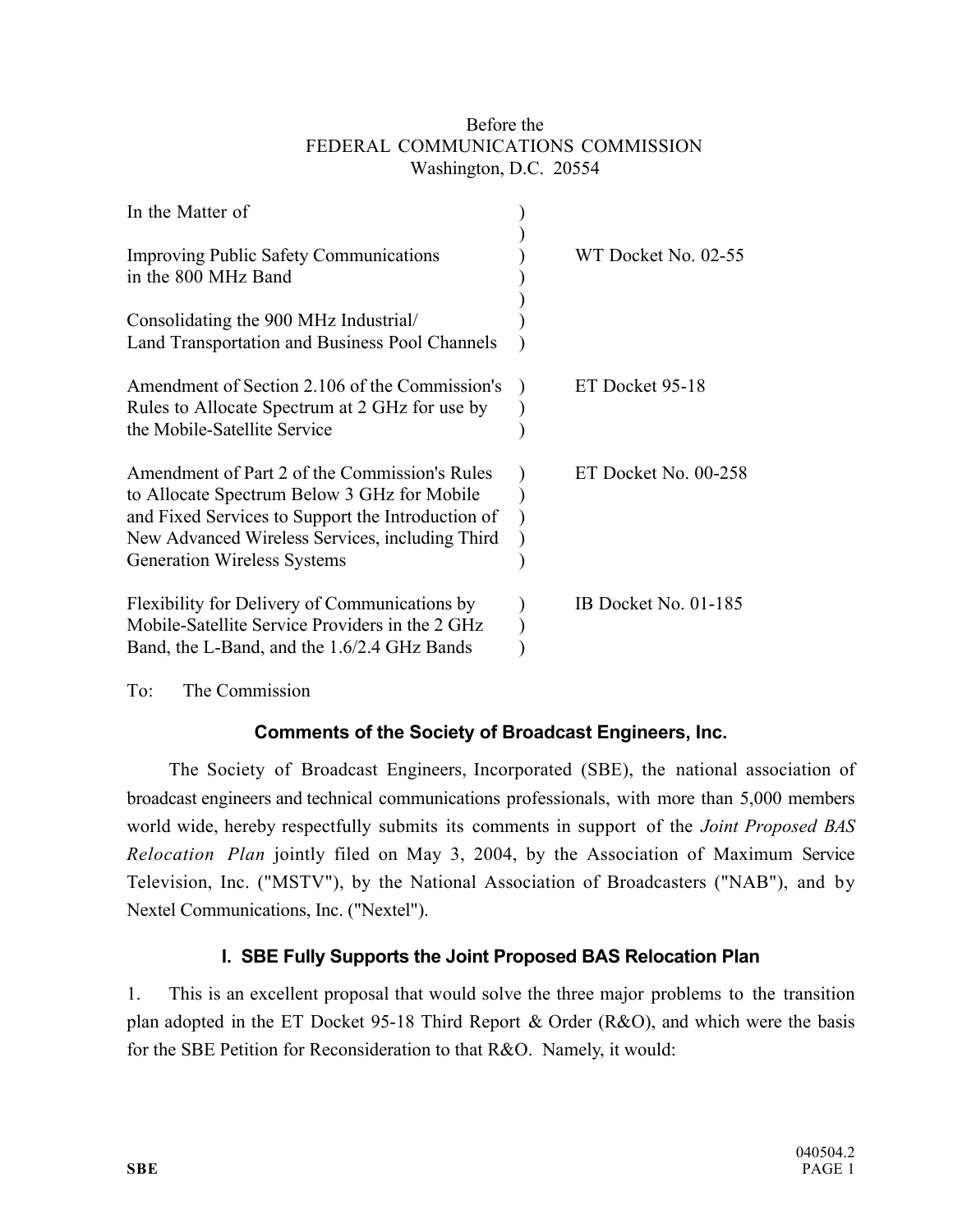Before the
FEDERAL COMMUNICATIONS COMMISSION
Washington, D.C. 20554

| In the Matter of | | |
|---|---|---|
| Improving Public Safety Communications in the 800 MHz Band | ) | WT Docket No. 02-55 |
| Consolidating the 900 MHz Industrial/ Land Transportation and Business Pool Channels | ) | |
| Amendment of Section 2.106 of the Commission's Rules to Allocate Spectrum at 2 GHz for use by the Mobile-Satellite Service | ) | ET Docket 95-18 |
| Amendment of Part 2 of the Commission's Rules to Allocate Spectrum Below 3 GHz for Mobile and Fixed Services to Support the Introduction of New Advanced Wireless Services, including Third Generation Wireless Systems | ) | ET Docket No. 00-258 |
| Flexibility for Delivery of Communications by Mobile-Satellite Service Providers in the 2 GHz Band, the L-Band, and the 1.6/2.4 GHz Bands | ) | IB Docket No. 01-185 |

To: The Commission

## Comments of the Society of Broadcast Engineers, Inc.

The Society of Broadcast Engineers, Incorporated (SBE), the national association of broadcast engineers and technical communications professionals, with more than 5,000 members world wide, hereby respectfully submits its comments in support of the *Joint Proposed BAS Relocation Plan* jointly filed on May 3, 2004, by the Association of Maximum Service Television, Inc. ("MSTV"), by the National Association of Broadcasters ("NAB"), and by Nextel Communications, Inc. ("Nextel").

### I. SBE Fully Supports the Joint Proposed BAS Relocation Plan

1. This is an excellent proposal that would solve the three major problems to the transition plan adopted in the ET Docket 95-18 Third Report & Order (R&O), and which were the basis for the SBE Petition for Reconsideration to that R&O. Namely, it would: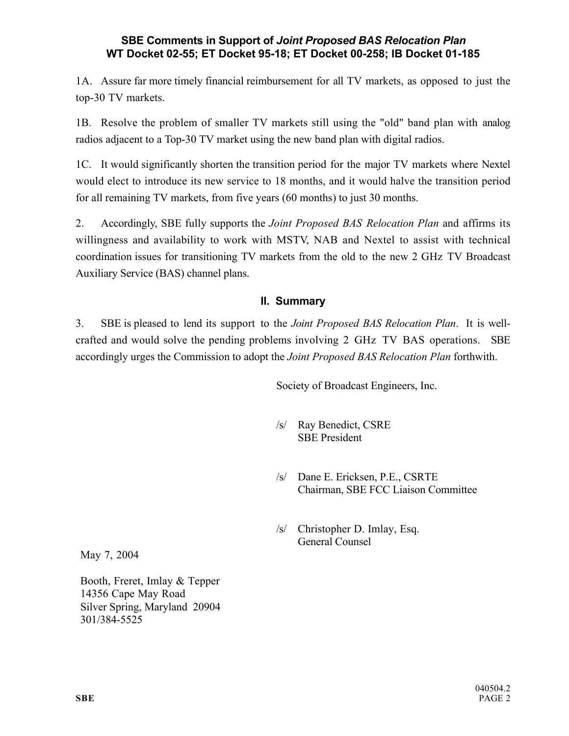1A. Assure far more timely financial reimbursement for all TV markets, as opposed to just the top-30 TV markets.

1B. Resolve the problem of smaller TV markets still using the "old" band plan with analog radios adjacent to a Top-30 TV market using the new band plan with digital radios.

1C. It would significantly shorten the transition period for the major TV markets where Nextel would elect to introduce its new service to 18 months, and it would halve the transition period for all remaining TV markets, from five years (60 months) to just 30 months.

2. Accordingly, SBE fully supports the *Joint Proposed BAS Relocation Plan* and affirms its willingness and availability to work with MSTV, NAB and Nextel to assist with technical coordination issues for transitioning TV markets from the old to the new 2 GHz TV Broadcast Auxiliary Service (BAS) channel plans.

## II. Summary

3. SBE is pleased to lend its support to the *Joint Proposed BAS Relocation Plan*. It is well-crafted and would solve the pending problems involving 2 GHz TV BAS operations. SBE accordingly urges the Commission to adopt the *Joint Proposed BAS Relocation Plan* forthwith.

Society of Broadcast Engineers, Inc.

/s/ Ray Benedict, CSRE
SBE President

/s/ Dane E. Ericksen, P.E., CSRTE
Chairman, SBE FCC Liaison Committee

/s/ Christopher D. Imlay, Esq.
General Counsel

May 7, 2004

Booth, Freret, Imlay & Tepper
14356 Cape May Road
Silver Spring, Maryland 20904
301/384-5525